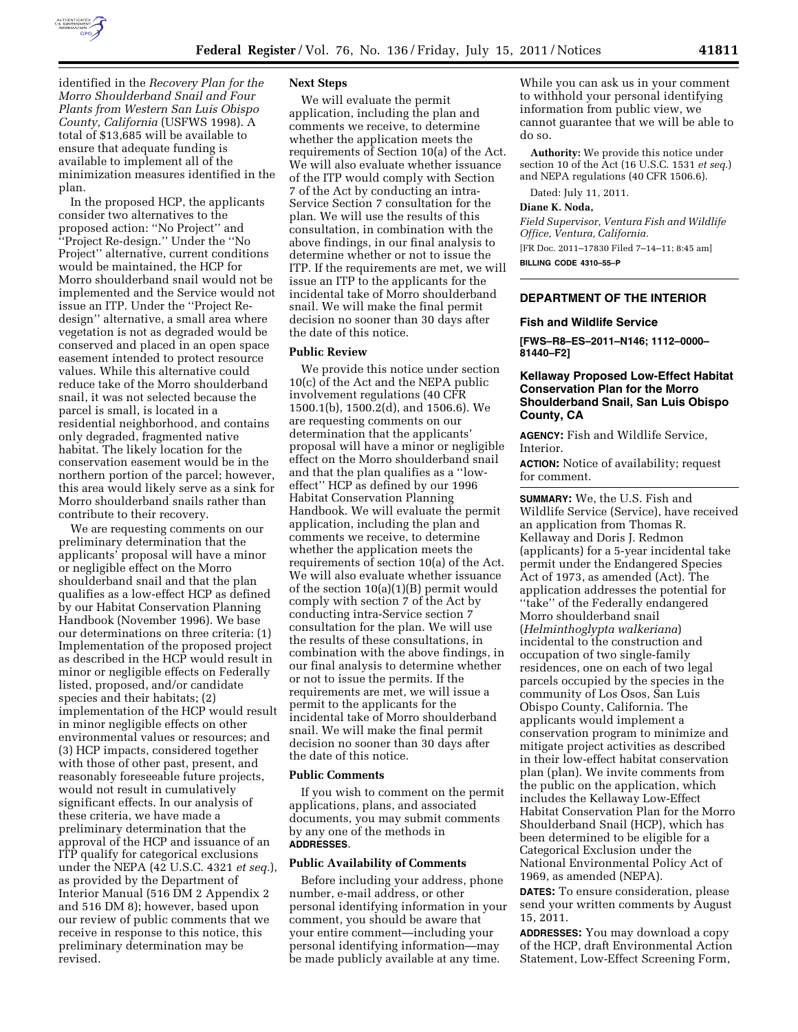identified in the *Recovery Plan for the Morro Shoulderband Snail and Four Plants from Western San Luis Obispo County, California* (USFWS 1998). A total of $13,685 will be available to ensure that adequate funding is available to implement all of the minimization measures identified in the plan.

In the proposed HCP, the applicants consider two alternatives to the proposed action: ''No Project'' and ''Project Re-design.'' Under the ''No Project'' alternative, current conditions would be maintained, the HCP for Morro shoulderband snail would not be implemented and the Service would not issue an ITP. Under the ''Project Re-design'' alternative, a small area where vegetation is not as degraded would be conserved and placed in an open space easement intended to protect resource values. While this alternative could reduce take of the Morro shoulderband snail, it was not selected because the parcel is small, is located in a residential neighborhood, and contains only degraded, fragmented native habitat. The likely location for the conservation easement would be in the northern portion of the parcel; however, this area would likely serve as a sink for Morro shoulderband snails rather than contribute to their recovery.

We are requesting comments on our preliminary determination that the applicants' proposal will have a minor or negligible effect on the Morro shoulderband snail and that the plan qualifies as a low-effect HCP as defined by our Habitat Conservation Planning Handbook (November 1996). We base our determinations on three criteria: (1) Implementation of the proposed project as described in the HCP would result in minor or negligible effects on Federally listed, proposed, and/or candidate species and their habitats; (2) implementation of the HCP would result in minor negligible effects on other environmental values or resources; and (3) HCP impacts, considered together with those of other past, present, and reasonably foreseeable future projects, would not result in cumulatively significant effects. In our analysis of these criteria, we have made a preliminary determination that the approval of the HCP and issuance of an ITP qualify for categorical exclusions under the NEPA (42 U.S.C. 4321 *et seq.*), as provided by the Department of Interior Manual (516 DM 2 Appendix 2 and 516 DM 8); however, based upon our review of public comments that we receive in response to this notice, this preliminary determination may be revised.

**Next Steps**

We will evaluate the permit application, including the plan and comments we receive, to determine whether the application meets the requirements of Section 10(a) of the Act. We will also evaluate whether issuance of the ITP would comply with Section 7 of the Act by conducting an intra-Service Section 7 consultation for the plan. We will use the results of this consultation, in combination with the above findings, in our final analysis to determine whether or not to issue the ITP. If the requirements are met, we will issue an ITP to the applicants for the incidental take of Morro shoulderband snail. We will make the final permit decision no sooner than 30 days after the date of this notice.

**Public Review**

We provide this notice under section 10(c) of the Act and the NEPA public involvement regulations (40 CFR 1500.1(b), 1500.2(d), and 1506.6). We are requesting comments on our determination that the applicants' proposal will have a minor or negligible effect on the Morro shoulderband snail and that the plan qualifies as a ''low-effect'' HCP as defined by our 1996 Habitat Conservation Planning Handbook. We will evaluate the permit application, including the plan and comments we receive, to determine whether the application meets the requirements of section 10(a) of the Act. We will also evaluate whether issuance of the section 10(a)(1)(B) permit would comply with section 7 of the Act by conducting intra-Service section 7 consultation for the plan. We will use the results of these consultations, in combination with the above findings, in our final analysis to determine whether or not to issue the permits. If the requirements are met, we will issue a permit to the applicants for the incidental take of Morro shoulderband snail. We will make the final permit decision no sooner than 30 days after the date of this notice.

**Public Comments**

If you wish to comment on the permit applications, plans, and associated documents, you may submit comments by any one of the methods in **ADDRESSES**.

**Public Availability of Comments**

Before including your address, phone number, e-mail address, or other personal identifying information in your comment, you should be aware that your entire comment—including your personal identifying information—may be made publicly available at any time. While you can ask us in your comment to withhold your personal identifying information from public view, we cannot guarantee that we will be able to do so.

**Authority:** We provide this notice under section 10 of the Act (16 U.S.C. 1531 *et seq.*) and NEPA regulations (40 CFR 1506.6).

Dated: July 11, 2011.

**Diane K. Noda,**

*Field Supervisor, Ventura Fish and Wildlife Office, Ventura, California.*

[FR Doc. 2011–17830 Filed 7–14–11; 8:45 am]

**BILLING CODE 4310–55–P**

---

## DEPARTMENT OF THE INTERIOR

### Fish and Wildlife Service

**[FWS–R8–ES–2011–N146; 1112–0000–81440–F2]**

### Kellaway Proposed Low-Effect Habitat Conservation Plan for the Morro Shoulderband Snail, San Luis Obispo County, CA

**AGENCY:** Fish and Wildlife Service, Interior.

**ACTION:** Notice of availability; request for comment.

**SUMMARY:** We, the U.S. Fish and Wildlife Service (Service), have received an application from Thomas R. Kellaway and Doris J. Redmon (applicants) for a 5-year incidental take permit under the Endangered Species Act of 1973, as amended (Act). The application addresses the potential for ''take'' of the Federally endangered Morro shoulderband snail (*Helminthoglypta walkeriana*) incidental to the construction and occupation of two single-family residences, one on each of two legal parcels occupied by the species in the community of Los Osos, San Luis Obispo County, California. The applicants would implement a conservation program to minimize and mitigate project activities as described in their low-effect habitat conservation plan (plan). We invite comments from the public on the application, which includes the Kellaway Low-Effect Habitat Conservation Plan for the Morro Shoulderband Snail (HCP), which has been determined to be eligible for a Categorical Exclusion under the National Environmental Policy Act of 1969, as amended (NEPA).

**DATES:** To ensure consideration, please send your written comments by August 15, 2011.

**ADDRESSES:** You may download a copy of the HCP, draft Environmental Action Statement, Low-Effect Screening Form,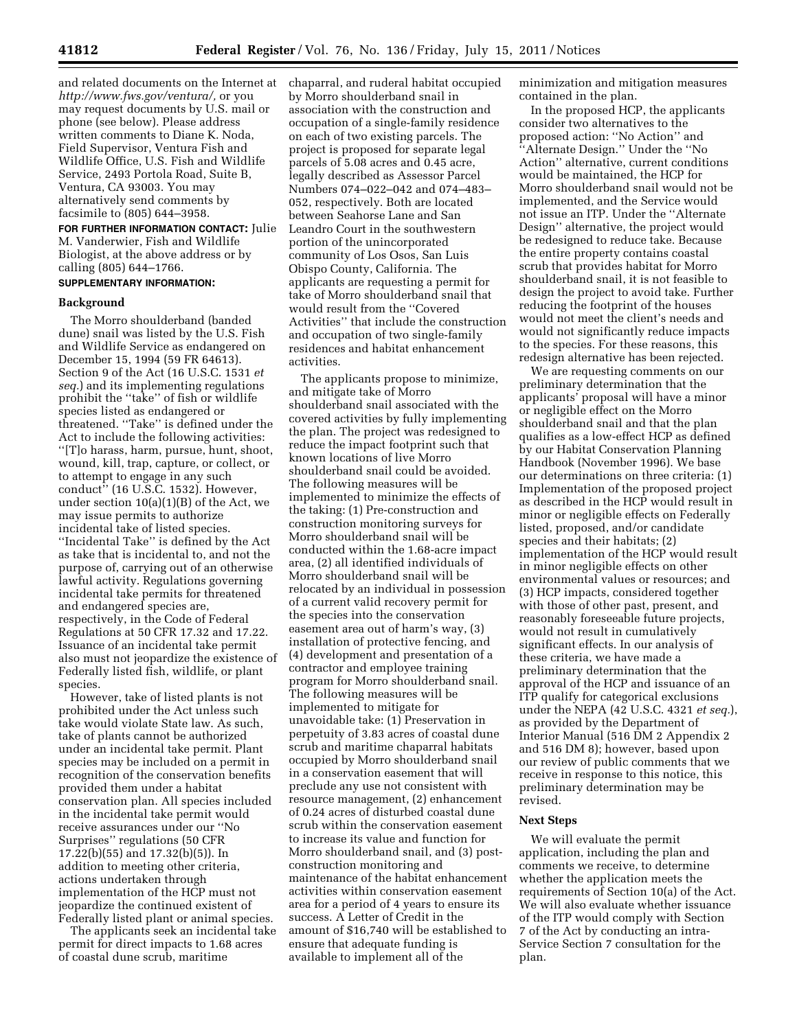and related documents on the Internet at *http://www.fws.gov/ventura/,* or you may request documents by U.S. mail or phone (see below). Please address written comments to Diane K. Noda, Field Supervisor, Ventura Fish and Wildlife Office, U.S. Fish and Wildlife Service, 2493 Portola Road, Suite B, Ventura, CA 93003. You may alternatively send comments by facsimile to (805) 644–3958.

**FOR FURTHER INFORMATION CONTACT:** Julie M. Vanderwier, Fish and Wildlife Biologist, at the above address or by calling (805) 644–1766.

**SUPPLEMENTARY INFORMATION:**

## Background

The Morro shoulderband (banded dune) snail was listed by the U.S. Fish and Wildlife Service as endangered on December 15, 1994 (59 FR 64613). Section 9 of the Act (16 U.S.C. 1531 *et seq.*) and its implementing regulations prohibit the ''take'' of fish or wildlife species listed as endangered or threatened. ''Take'' is defined under the Act to include the following activities: ''[T]o harass, harm, pursue, hunt, shoot, wound, kill, trap, capture, or collect, or to attempt to engage in any such conduct'' (16 U.S.C. 1532). However, under section 10(a)(1)(B) of the Act, we may issue permits to authorize incidental take of listed species. ''Incidental Take'' is defined by the Act as take that is incidental to, and not the purpose of, carrying out of an otherwise lawful activity. Regulations governing incidental take permits for threatened and endangered species are, respectively, in the Code of Federal Regulations at 50 CFR 17.32 and 17.22. Issuance of an incidental take permit also must not jeopardize the existence of Federally listed fish, wildlife, or plant species.

However, take of listed plants is not prohibited under the Act unless such take would violate State law. As such, take of plants cannot be authorized under an incidental take permit. Plant species may be included on a permit in recognition of the conservation benefits provided them under a habitat conservation plan. All species included in the incidental take permit would receive assurances under our ''No Surprises'' regulations (50 CFR 17.22(b)(55) and 17.32(b)(5)). In addition to meeting other criteria, actions undertaken through implementation of the HCP must not jeopardize the continued existent of Federally listed plant or animal species.

The applicants seek an incidental take permit for direct impacts to 1.68 acres of coastal dune scrub, maritime chaparral, and ruderal habitat occupied by Morro shoulderband snail in association with the construction and occupation of a single-family residence on each of two existing parcels. The project is proposed for separate legal parcels of 5.08 acres and 0.45 acre, legally described as Assessor Parcel Numbers 074–022–042 and 074–483–052, respectively. Both are located between Seahorse Lane and San Leandro Court in the southwestern portion of the unincorporated community of Los Osos, San Luis Obispo County, California. The applicants are requesting a permit for take of Morro shoulderband snail that would result from the ''Covered Activities'' that include the construction and occupation of two single-family residences and habitat enhancement activities.

The applicants propose to minimize, and mitigate take of Morro shoulderband snail associated with the covered activities by fully implementing the plan. The project was redesigned to reduce the impact footprint such that known locations of live Morro shoulderband snail could be avoided. The following measures will be implemented to minimize the effects of the taking: (1) Pre-construction and construction monitoring surveys for Morro shoulderband snail will be conducted within the 1.68-acre impact area, (2) all identified individuals of Morro shoulderband snail will be relocated by an individual in possession of a current valid recovery permit for the species into the conservation easement area out of harm's way, (3) installation of protective fencing, and (4) development and presentation of a contractor and employee training program for Morro shoulderband snail. The following measures will be implemented to mitigate for unavoidable take: (1) Preservation in perpetuity of 3.83 acres of coastal dune scrub and maritime chaparral habitats occupied by Morro shoulderband snail in a conservation easement that will preclude any use not consistent with resource management, (2) enhancement of 0.24 acres of disturbed coastal dune scrub within the conservation easement to increase its value and function for Morro shoulderband snail, and (3) post-construction monitoring and maintenance of the habitat enhancement activities within conservation easement area for a period of 4 years to ensure its success. A Letter of Credit in the amount of $16,740 will be established to ensure that adequate funding is available to implement all of the minimization and mitigation measures contained in the plan.

In the proposed HCP, the applicants consider two alternatives to the proposed action: ''No Action'' and ''Alternate Design.'' Under the ''No Action'' alternative, current conditions would be maintained, the HCP for Morro shoulderband snail would not be implemented, and the Service would not issue an ITP. Under the ''Alternate Design'' alternative, the project would be redesigned to reduce take. Because the entire property contains coastal scrub that provides habitat for Morro shoulderband snail, it is not feasible to design the project to avoid take. Further reducing the footprint of the houses would not meet the client's needs and would not significantly reduce impacts to the species. For these reasons, this redesign alternative has been rejected.

We are requesting comments on our preliminary determination that the applicants' proposal will have a minor or negligible effect on the Morro shoulderband snail and that the plan qualifies as a low-effect HCP as defined by our Habitat Conservation Planning Handbook (November 1996). We base our determinations on three criteria: (1) Implementation of the proposed project as described in the HCP would result in minor or negligible effects on Federally listed, proposed, and/or candidate species and their habitats; (2) implementation of the HCP would result in minor negligible effects on other environmental values or resources; and (3) HCP impacts, considered together with those of other past, present, and reasonably foreseeable future projects, would not result in cumulatively significant effects. In our analysis of these criteria, we have made a preliminary determination that the approval of the HCP and issuance of an ITP qualify for categorical exclusions under the NEPA (42 U.S.C. 4321 *et seq.*), as provided by the Department of Interior Manual (516 DM 2 Appendix 2 and 516 DM 8); however, based upon our review of public comments that we receive in response to this notice, this preliminary determination may be revised.

## Next Steps

We will evaluate the permit application, including the plan and comments we receive, to determine whether the application meets the requirements of Section 10(a) of the Act. We will also evaluate whether issuance of the ITP would comply with Section 7 of the Act by conducting an intra-Service Section 7 consultation for the plan.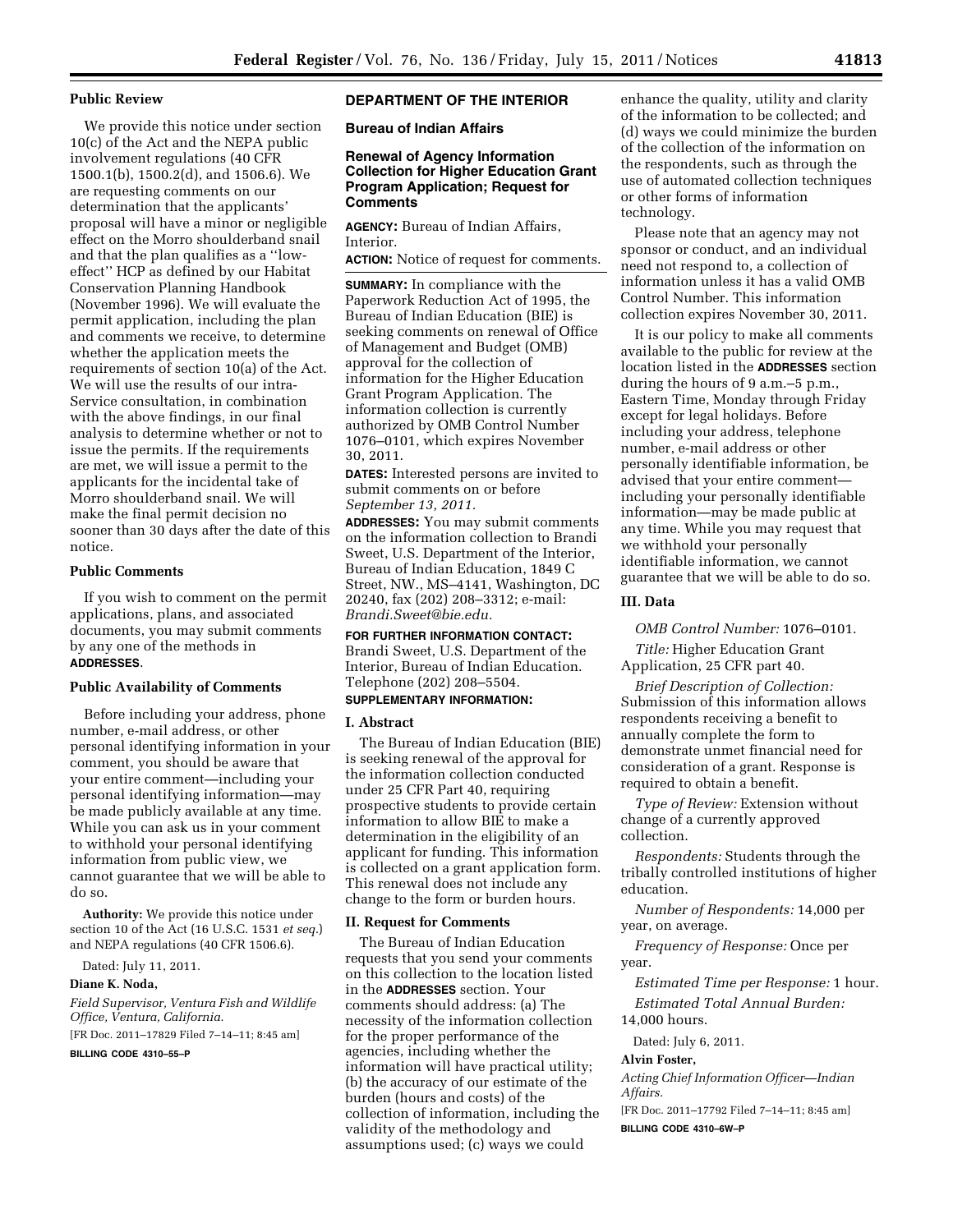## Public Review

We provide this notice under section 10(c) of the Act and the NEPA public involvement regulations (40 CFR 1500.1(b), 1500.2(d), and 1506.6). We are requesting comments on our determination that the applicants' proposal will have a minor or negligible effect on the Morro shoulderband snail and that the plan qualifies as a ''low-effect'' HCP as defined by our Habitat Conservation Planning Handbook (November 1996). We will evaluate the permit application, including the plan and comments we receive, to determine whether the application meets the requirements of section 10(a) of the Act. We will use the results of our intra-Service consultation, in combination with the above findings, in our final analysis to determine whether or not to issue the permits. If the requirements are met, we will issue a permit to the applicants for the incidental take of Morro shoulderband snail. We will make the final permit decision no sooner than 30 days after the date of this notice.

## Public Comments

If you wish to comment on the permit applications, plans, and associated documents, you may submit comments by any one of the methods in **ADDRESSES**.

## Public Availability of Comments

Before including your address, phone number, e-mail address, or other personal identifying information in your comment, you should be aware that your entire comment—including your personal identifying information—may be made publicly available at any time. While you can ask us in your comment to withhold your personal identifying information from public view, we cannot guarantee that we will be able to do so.

**Authority:** We provide this notice under section 10 of the Act (16 U.S.C. 1531 *et seq.*) and NEPA regulations (40 CFR 1506.6).

Dated: July 11, 2011.

**Diane K. Noda,**

*Field Supervisor, Ventura Fish and Wildlife Office, Ventura, California.*

[FR Doc. 2011–17829 Filed 7–14–11; 8:45 am]

**BILLING CODE 4310–55–P**

# DEPARTMENT OF THE INTERIOR

## Bureau of Indian Affairs

## Renewal of Agency Information Collection for Higher Education Grant Program Application; Request for Comments

**AGENCY:** Bureau of Indian Affairs, Interior.

**ACTION:** Notice of request for comments.

**SUMMARY:** In compliance with the Paperwork Reduction Act of 1995, the Bureau of Indian Education (BIE) is seeking comments on renewal of Office of Management and Budget (OMB) approval for the collection of information for the Higher Education Grant Program Application. The information collection is currently authorized by OMB Control Number 1076–0101, which expires November 30, 2011.

**DATES:** Interested persons are invited to submit comments on or before *September 13, 2011.*

**ADDRESSES:** You may submit comments on the information collection to Brandi Sweet, U.S. Department of the Interior, Bureau of Indian Education, 1849 C Street, NW., MS–4141, Washington, DC 20240, fax (202) 208–3312; e-mail: *Brandi.Sweet@bie.edu.*

**FOR FURTHER INFORMATION CONTACT:** Brandi Sweet, U.S. Department of the Interior, Bureau of Indian Education. Telephone (202) 208–5504.

**SUPPLEMENTARY INFORMATION:**

### I. Abstract

The Bureau of Indian Education (BIE) is seeking renewal of the approval for the information collection conducted under 25 CFR Part 40, requiring prospective students to provide certain information to allow BIE to make a determination in the eligibility of an applicant for funding. This information is collected on a grant application form. This renewal does not include any change to the form or burden hours.

### II. Request for Comments

The Bureau of Indian Education requests that you send your comments on this collection to the location listed in the **ADDRESSES** section. Your comments should address: (a) The necessity of the information collection for the proper performance of the agencies, including whether the information will have practical utility; (b) the accuracy of our estimate of the burden (hours and costs) of the collection of information, including the validity of the methodology and assumptions used; (c) ways we could enhance the quality, utility and clarity of the information to be collected; and (d) ways we could minimize the burden of the collection of the information on the respondents, such as through the use of automated collection techniques or other forms of information technology.

Please note that an agency may not sponsor or conduct, and an individual need not respond to, a collection of information unless it has a valid OMB Control Number. This information collection expires November 30, 2011.

It is our policy to make all comments available to the public for review at the location listed in the **ADDRESSES** section during the hours of 9 a.m.–5 p.m., Eastern Time, Monday through Friday except for legal holidays. Before including your address, telephone number, e-mail address or other personally identifiable information, be advised that your entire comment—including your personally identifiable information—may be made public at any time. While you may request that we withhold your personally identifiable information, we cannot guarantee that we will be able to do so.

### III. Data

*OMB Control Number:* 1076–0101.

*Title:* Higher Education Grant Application, 25 CFR part 40.

*Brief Description of Collection:* Submission of this information allows respondents receiving a benefit to annually complete the form to demonstrate unmet financial need for consideration of a grant. Response is required to obtain a benefit.

*Type of Review:* Extension without change of a currently approved collection.

*Respondents:* Students through the tribally controlled institutions of higher education.

*Number of Respondents:* 14,000 per year, on average.

*Frequency of Response:* Once per year.

*Estimated Time per Response:* 1 hour.

*Estimated Total Annual Burden:* 14,000 hours.

Dated: July 6, 2011.

**Alvin Foster,**

*Acting Chief Information Officer—Indian Affairs.*

[FR Doc. 2011–17792 Filed 7–14–11; 8:45 am]

**BILLING CODE 4310–6W–P**